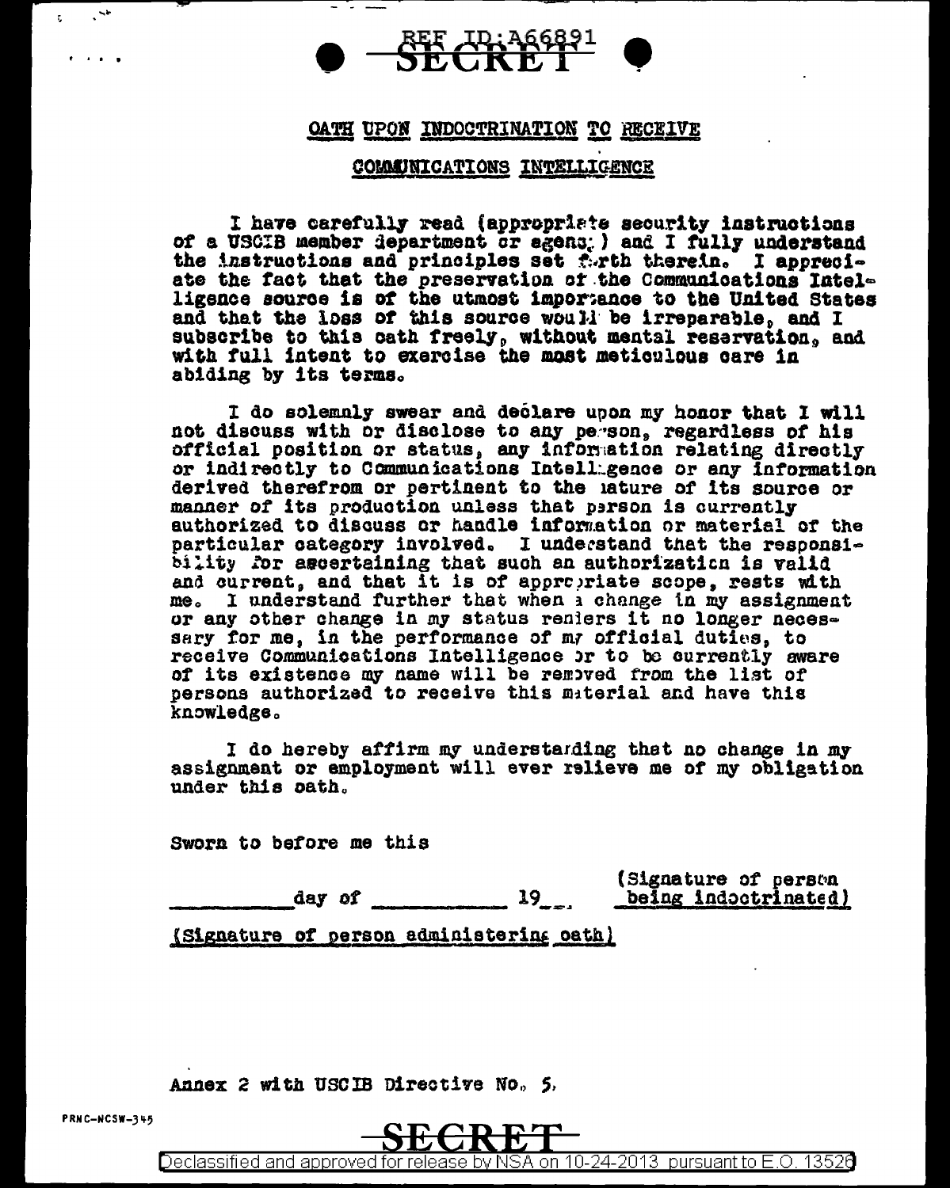REF ID:A66891

SECRET

## OATH UPON INDOCTRINATION TO RECEIVE

## COMMUNICATIONS INTELLIGENCE

I have carefully read (appropriate security instructions of a USCIB member department or agency) and I fully understand the instructions and principles set forth therein. I appreciate the fact that the preservation of the Communications Intelligence source is of the utmost importance to the United States and that the loss of this source would be irreparable, and I subscribe to this oath freely, without mental reservation, and with full intent to exercise the most meticulous care in abiding by its terms.

I do solemnly swear and declare upon my honor that I will not discuss with or disclose to any person, regardless of his official position or status, any information relating directly or indirectly to Communications Intelligence or any information derived therefrom or pertinent to the nature of its source or manner of its production unless that person is currently authorized to discuss or handle information or material of the particular category involved. I understand that the responsibility for ascertaining that such an authorization is valid and current, and that it is of appropriate scope, rests with me. I understand further that when a change in my assignment or any other change in my status renders it no longer necessary for me, in the performance of my official duties, to receive Communications Intelligence or to be currently aware of its existence my name will be removed from the list of persons authorized to receive this material and have this knowledge.

I do hereby affirm my understanding that no change in my assignment or employment will ever relieve me of my obligation under this oath.

Sworn to before me this

_________ day of __________ 19__.

(Signature of person being indoctrinated)

(Signature of person administering oath)

Annex 2 with USCIB Directive No. 5.

PRNC-NCSW-345

SECRET

Declassified and approved for release by NSA on 10-24-2013 pursuant to E.O. 13526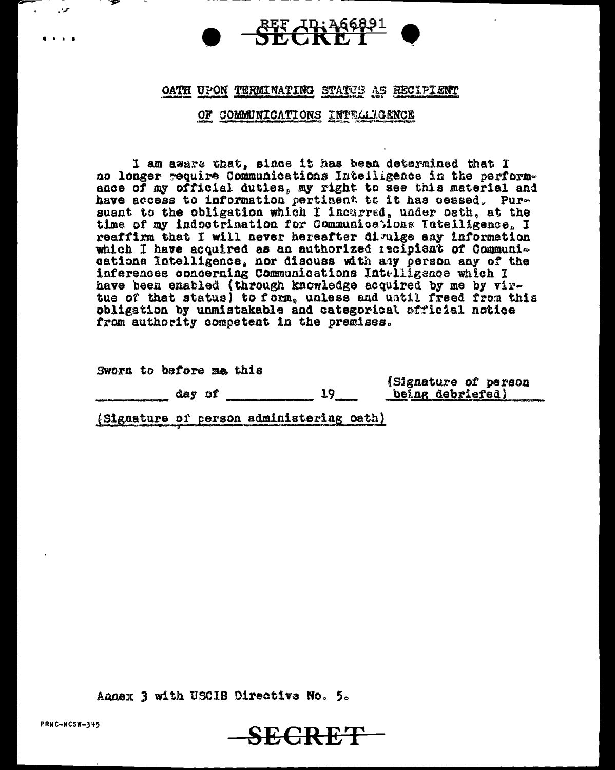REF ID:A66891

SECRET

## OATH UPON TERMINATING STATUS AS RECIPIENT OF COMMUNICATIONS INTELLIGENCE

I am aware that, since it has been determined that I no longer require Communications Intelligence in the performance of my official duties, my right to see this material and have access to information pertinent to it has ceased. Pursuant to the obligation which I incurred, under oath, at the time of my indoctrination for Communications Intelligence, I reaffirm that I will never hereafter divulge any information which I have acquired as an authorized recipient of Communications Intelligence, nor discuss with any person any of the inferences concerning Communications Intelligence which I have been enabled (through knowledge acquired by me by virtue of that status) to form, unless and until freed from this obligation by unmistakable and categorical official notice from authority competent in the premises.

Sworn to before me this

\_\_\_\_\_\_\_\_ day of \_\_\_\_\_\_\_\_\_\_ 19\_\_\_ (Signature of person being debriefed)

(Signature of person administering oath)

Annex 3 with USCIB Directive No. 5.

PRNC-NCSW-345

SECRET